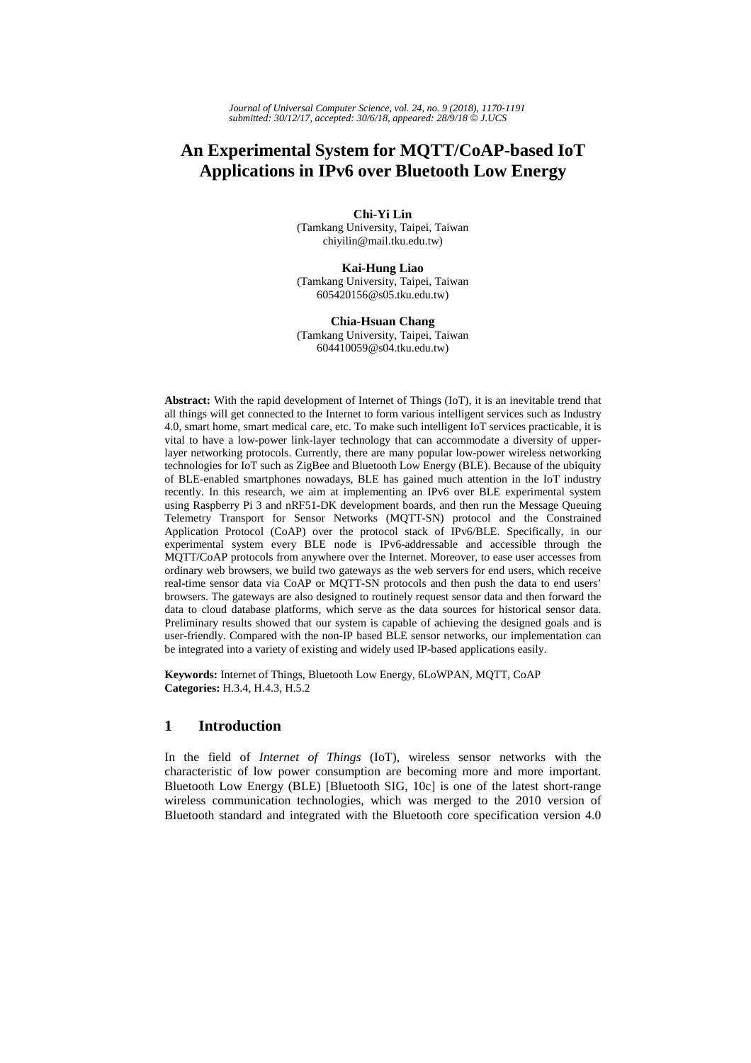# An Experimental System for MQTT/CoAP-based IoT Applications in IPv6 over Bluetooth Low Energy

**Chi-Yi Lin**
(Tamkang University, Taipei, Taiwan
chiyilin@mail.tku.edu.tw)

**Kai-Hung Liao**
(Tamkang University, Taipei, Taiwan
605420156@s05.tku.edu.tw)

**Chia-Hsuan Chang**
(Tamkang University, Taipei, Taiwan
604410059@s04.tku.edu.tw)

**Abstract:** With the rapid development of Internet of Things (IoT), it is an inevitable trend that all things will get connected to the Internet to form various intelligent services such as Industry 4.0, smart home, smart medical care, etc. To make such intelligent IoT services practicable, it is vital to have a low-power link-layer technology that can accommodate a diversity of upper-layer networking protocols. Currently, there are many popular low-power wireless networking technologies for IoT such as ZigBee and Bluetooth Low Energy (BLE). Because of the ubiquity of BLE-enabled smartphones nowadays, BLE has gained much attention in the IoT industry recently. In this research, we aim at implementing an IPv6 over BLE experimental system using Raspberry Pi 3 and nRF51-DK development boards, and then run the Message Queuing Telemetry Transport for Sensor Networks (MQTT-SN) protocol and the Constrained Application Protocol (CoAP) over the protocol stack of IPv6/BLE. Specifically, in our experimental system every BLE node is IPv6-addressable and accessible through the MQTT/CoAP protocols from anywhere over the Internet. Moreover, to ease user accesses from ordinary web browsers, we build two gateways as the web servers for end users, which receive real-time sensor data via CoAP or MQTT-SN protocols and then push the data to end users' browsers. The gateways are also designed to routinely request sensor data and then forward the data to cloud database platforms, which serve as the data sources for historical sensor data. Preliminary results showed that our system is capable of achieving the designed goals and is user-friendly. Compared with the non-IP based BLE sensor networks, our implementation can be integrated into a variety of existing and widely used IP-based applications easily.

**Keywords:** Internet of Things, Bluetooth Low Energy, 6LoWPAN, MQTT, CoAP
**Categories:** H.3.4, H.4.3, H.5.2

## 1 Introduction

In the field of *Internet of Things* (IoT), wireless sensor networks with the characteristic of low power consumption are becoming more and more important. Bluetooth Low Energy (BLE) [Bluetooth SIG, 10c] is one of the latest short-range wireless communication technologies, which was merged to the 2010 version of Bluetooth standard and integrated with the Bluetooth core specification version 4.0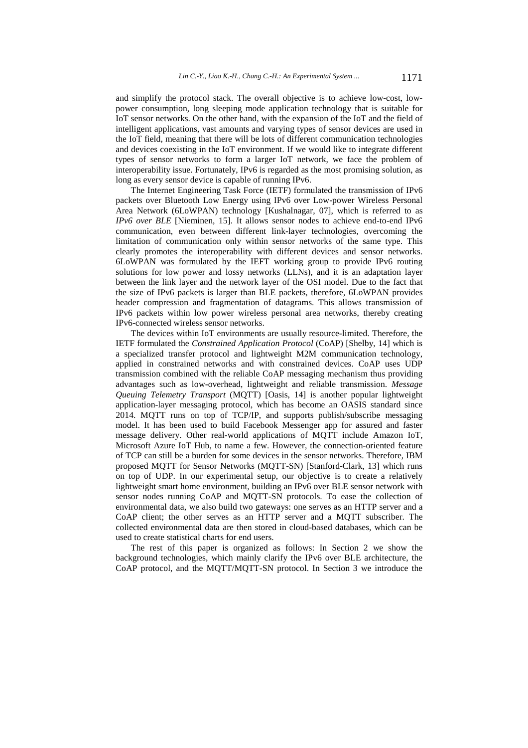and simplify the protocol stack. The overall objective is to achieve low-cost, low-power consumption, long sleeping mode application technology that is suitable for IoT sensor networks. On the other hand, with the expansion of the IoT and the field of intelligent applications, vast amounts and varying types of sensor devices are used in the IoT field, meaning that there will be lots of different communication technologies and devices coexisting in the IoT environment. If we would like to integrate different types of sensor networks to form a larger IoT network, we face the problem of interoperability issue. Fortunately, IPv6 is regarded as the most promising solution, as long as every sensor device is capable of running IPv6.

The Internet Engineering Task Force (IETF) formulated the transmission of IPv6 packets over Bluetooth Low Energy using IPv6 over Low-power Wireless Personal Area Network (6LoWPAN) technology [Kushalnagar, 07], which is referred to as *IPv6 over BLE* [Nieminen, 15]. It allows sensor nodes to achieve end-to-end IPv6 communication, even between different link-layer technologies, overcoming the limitation of communication only within sensor networks of the same type. This clearly promotes the interoperability with different devices and sensor networks. 6LoWPAN was formulated by the IEFT working group to provide IPv6 routing solutions for low power and lossy networks (LLNs), and it is an adaptation layer between the link layer and the network layer of the OSI model. Due to the fact that the size of IPv6 packets is larger than BLE packets, therefore, 6LoWPAN provides header compression and fragmentation of datagrams. This allows transmission of IPv6 packets within low power wireless personal area networks, thereby creating IPv6-connected wireless sensor networks.

The devices within IoT environments are usually resource-limited. Therefore, the IETF formulated the *Constrained Application Protocol* (CoAP) [Shelby, 14] which is a specialized transfer protocol and lightweight M2M communication technology, applied in constrained networks and with constrained devices. CoAP uses UDP transmission combined with the reliable CoAP messaging mechanism thus providing advantages such as low-overhead, lightweight and reliable transmission. *Message Queuing Telemetry Transport* (MQTT) [Oasis, 14] is another popular lightweight application-layer messaging protocol, which has become an OASIS standard since 2014. MQTT runs on top of TCP/IP, and supports publish/subscribe messaging model. It has been used to build Facebook Messenger app for assured and faster message delivery. Other real-world applications of MQTT include Amazon IoT, Microsoft Azure IoT Hub, to name a few. However, the connection-oriented feature of TCP can still be a burden for some devices in the sensor networks. Therefore, IBM proposed MQTT for Sensor Networks (MQTT-SN) [Stanford-Clark, 13] which runs on top of UDP. In our experimental setup, our objective is to create a relatively lightweight smart home environment, building an IPv6 over BLE sensor network with sensor nodes running CoAP and MQTT-SN protocols. To ease the collection of environmental data, we also build two gateways: one serves as an HTTP server and a CoAP client; the other serves as an HTTP server and a MQTT subscriber. The collected environmental data are then stored in cloud-based databases, which can be used to create statistical charts for end users.

The rest of this paper is organized as follows: In Section 2 we show the background technologies, which mainly clarify the IPv6 over BLE architecture, the CoAP protocol, and the MQTT/MQTT-SN protocol. In Section 3 we introduce the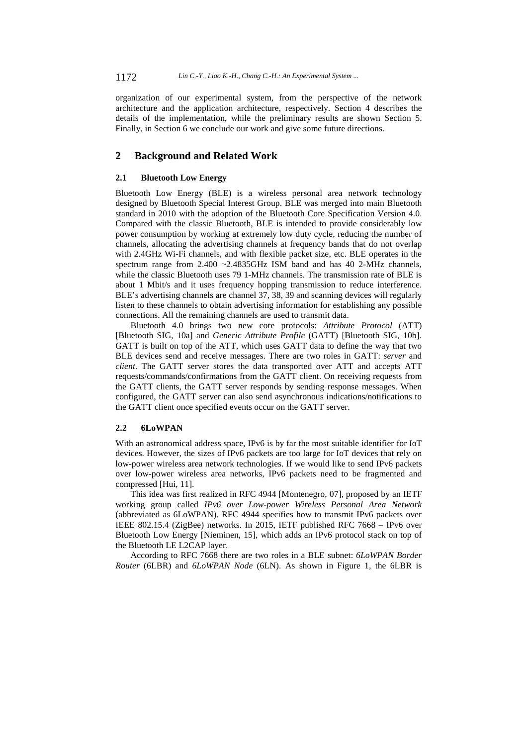organization of our experimental system, from the perspective of the network architecture and the application architecture, respectively. Section 4 describes the details of the implementation, while the preliminary results are shown Section 5. Finally, in Section 6 we conclude our work and give some future directions.

## 2 Background and Related Work

### 2.1 Bluetooth Low Energy

Bluetooth Low Energy (BLE) is a wireless personal area network technology designed by Bluetooth Special Interest Group. BLE was merged into main Bluetooth standard in 2010 with the adoption of the Bluetooth Core Specification Version 4.0. Compared with the classic Bluetooth, BLE is intended to provide considerably low power consumption by working at extremely low duty cycle, reducing the number of channels, allocating the advertising channels at frequency bands that do not overlap with 2.4GHz Wi-Fi channels, and with flexible packet size, etc. BLE operates in the spectrum range from 2.400 ~2.4835GHz ISM band and has 40 2-MHz channels, while the classic Bluetooth uses 79 1-MHz channels. The transmission rate of BLE is about 1 Mbit/s and it uses frequency hopping transmission to reduce interference. BLE's advertising channels are channel 37, 38, 39 and scanning devices will regularly listen to these channels to obtain advertising information for establishing any possible connections. All the remaining channels are used to transmit data.

Bluetooth 4.0 brings two new core protocols: *Attribute Protocol* (ATT) [Bluetooth SIG, 10a] and *Generic Attribute Profile* (GATT) [Bluetooth SIG, 10b]. GATT is built on top of the ATT, which uses GATT data to define the way that two BLE devices send and receive messages. There are two roles in GATT: *server* and *client*. The GATT server stores the data transported over ATT and accepts ATT requests/commands/confirmations from the GATT client. On receiving requests from the GATT clients, the GATT server responds by sending response messages. When configured, the GATT server can also send asynchronous indications/notifications to the GATT client once specified events occur on the GATT server.

### 2.2 6LoWPAN

With an astronomical address space, IPv6 is by far the most suitable identifier for IoT devices. However, the sizes of IPv6 packets are too large for IoT devices that rely on low-power wireless area network technologies. If we would like to send IPv6 packets over low-power wireless area networks, IPv6 packets need to be fragmented and compressed [Hui, 11].

This idea was first realized in RFC 4944 [Montenegro, 07], proposed by an IETF working group called *IPv6 over Low-power Wireless Personal Area Network* (abbreviated as 6LoWPAN). RFC 4944 specifies how to transmit IPv6 packets over IEEE 802.15.4 (ZigBee) networks. In 2015, IETF published RFC 7668 – IPv6 over Bluetooth Low Energy [Nieminen, 15], which adds an IPv6 protocol stack on top of the Bluetooth LE L2CAP layer.

According to RFC 7668 there are two roles in a BLE subnet: *6LoWPAN Border Router* (6LBR) and *6LoWPAN Node* (6LN). As shown in Figure 1, the 6LBR is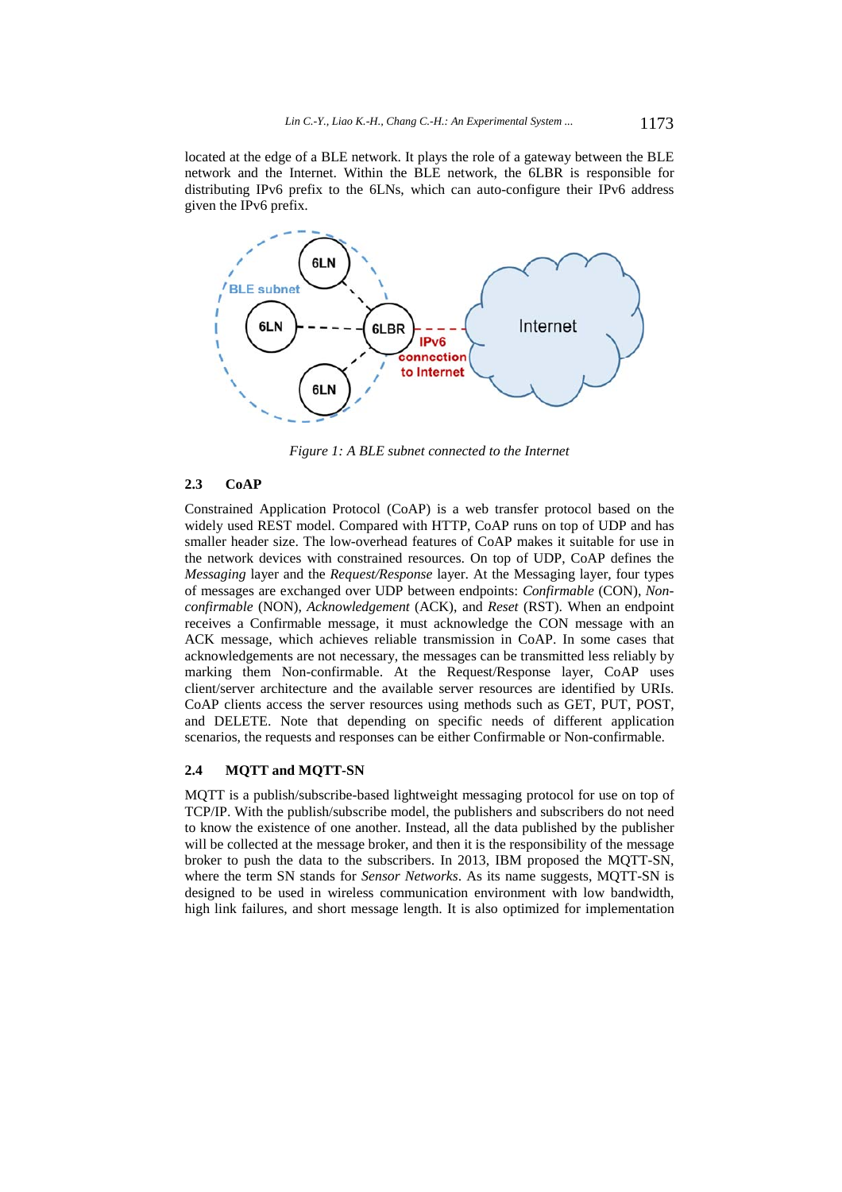located at the edge of a BLE network. It plays the role of a gateway between the BLE network and the Internet. Within the BLE network, the 6LBR is responsible for distributing IPv6 prefix to the 6LNs, which can auto-configure their IPv6 address given the IPv6 prefix.

*Figure 1: A BLE subnet connected to the Internet*

### 2.3 CoAP

Constrained Application Protocol (CoAP) is a web transfer protocol based on the widely used REST model. Compared with HTTP, CoAP runs on top of UDP and has smaller header size. The low-overhead features of CoAP makes it suitable for use in the network devices with constrained resources. On top of UDP, CoAP defines the *Messaging* layer and the *Request/Response* layer. At the Messaging layer, four types of messages are exchanged over UDP between endpoints: *Confirmable* (CON), *Non-confirmable* (NON), *Acknowledgement* (ACK), and *Reset* (RST). When an endpoint receives a Confirmable message, it must acknowledge the CON message with an ACK message, which achieves reliable transmission in CoAP. In some cases that acknowledgements are not necessary, the messages can be transmitted less reliably by marking them Non-confirmable. At the Request/Response layer, CoAP uses client/server architecture and the available server resources are identified by URIs. CoAP clients access the server resources using methods such as GET, PUT, POST, and DELETE. Note that depending on specific needs of different application scenarios, the requests and responses can be either Confirmable or Non-confirmable.

### 2.4 MQTT and MQTT-SN

MQTT is a publish/subscribe-based lightweight messaging protocol for use on top of TCP/IP. With the publish/subscribe model, the publishers and subscribers do not need to know the existence of one another. Instead, all the data published by the publisher will be collected at the message broker, and then it is the responsibility of the message broker to push the data to the subscribers. In 2013, IBM proposed the MQTT-SN, where the term SN stands for *Sensor Networks*. As its name suggests, MQTT-SN is designed to be used in wireless communication environment with low bandwidth, high link failures, and short message length. It is also optimized for implementation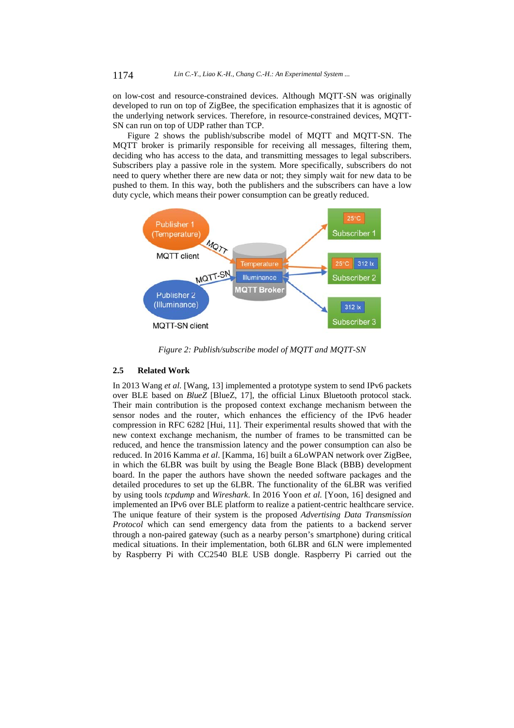on low-cost and resource-constrained devices. Although MQTT-SN was originally developed to run on top of ZigBee, the specification emphasizes that it is agnostic of the underlying network services. Therefore, in resource-constrained devices, MQTT-SN can run on top of UDP rather than TCP.

Figure 2 shows the publish/subscribe model of MQTT and MQTT-SN. The MQTT broker is primarily responsible for receiving all messages, filtering them, deciding who has access to the data, and transmitting messages to legal subscribers. Subscribers play a passive role in the system. More specifically, subscribers do not need to query whether there are new data or not; they simply wait for new data to be pushed to them. In this way, both the publishers and the subscribers can have a low duty cycle, which means their power consumption can be greatly reduced.

*Figure 2: Publish/subscribe model of MQTT and MQTT-SN*

### 2.5 Related Work

In 2013 Wang *et al.* [Wang, 13] implemented a prototype system to send IPv6 packets over BLE based on *BlueZ* [BlueZ, 17], the official Linux Bluetooth protocol stack. Their main contribution is the proposed context exchange mechanism between the sensor nodes and the router, which enhances the efficiency of the IPv6 header compression in RFC 6282 [Hui, 11]. Their experimental results showed that with the new context exchange mechanism, the number of frames to be transmitted can be reduced, and hence the transmission latency and the power consumption can also be reduced. In 2016 Kamma *et al*. [Kamma, 16] built a 6LoWPAN network over ZigBee, in which the 6LBR was built by using the Beagle Bone Black (BBB) development board. In the paper the authors have shown the needed software packages and the detailed procedures to set up the 6LBR. The functionality of the 6LBR was verified by using tools *tcpdump* and *Wireshark*. In 2016 Yoon *et al.* [Yoon, 16] designed and implemented an IPv6 over BLE platform to realize a patient-centric healthcare service. The unique feature of their system is the proposed *Advertising Data Transmission Protocol* which can send emergency data from the patients to a backend server through a non-paired gateway (such as a nearby person's smartphone) during critical medical situations. In their implementation, both 6LBR and 6LN were implemented by Raspberry Pi with CC2540 BLE USB dongle. Raspberry Pi carried out the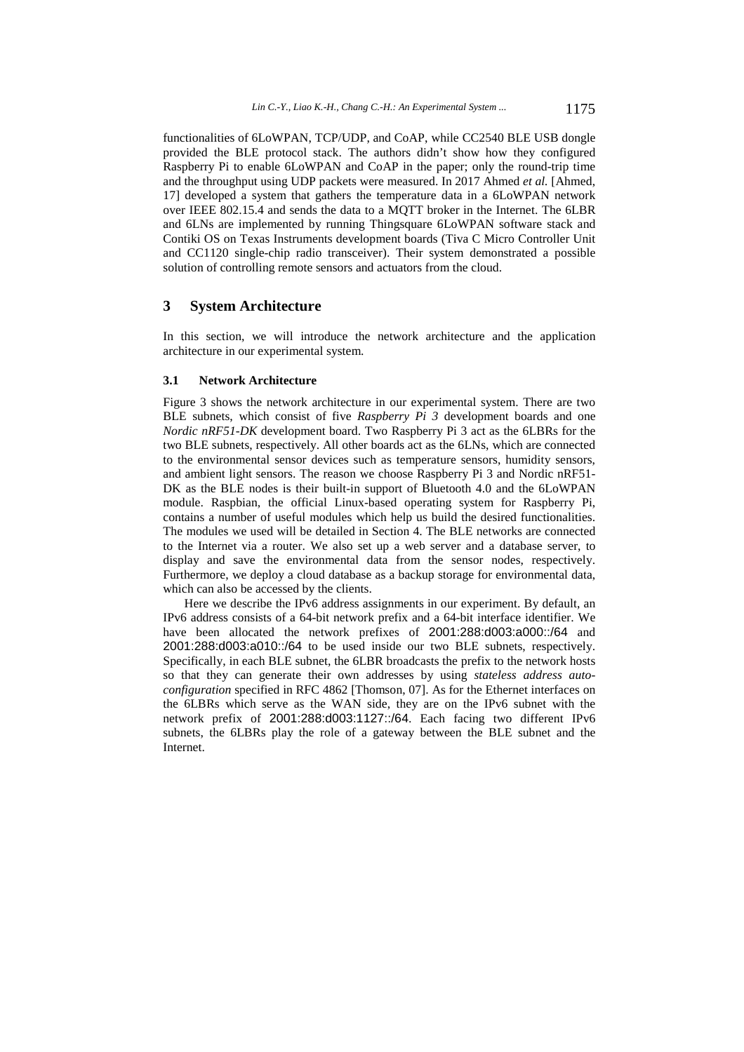functionalities of 6LoWPAN, TCP/UDP, and CoAP, while CC2540 BLE USB dongle provided the BLE protocol stack. The authors didn't show how they configured Raspberry Pi to enable 6LoWPAN and CoAP in the paper; only the round-trip time and the throughput using UDP packets were measured. In 2017 Ahmed *et al.* [Ahmed, 17] developed a system that gathers the temperature data in a 6LoWPAN network over IEEE 802.15.4 and sends the data to a MQTT broker in the Internet. The 6LBR and 6LNs are implemented by running Thingsquare 6LoWPAN software stack and Contiki OS on Texas Instruments development boards (Tiva C Micro Controller Unit and CC1120 single-chip radio transceiver). Their system demonstrated a possible solution of controlling remote sensors and actuators from the cloud.

## 3 System Architecture

In this section, we will introduce the network architecture and the application architecture in our experimental system.

### 3.1 Network Architecture

Figure 3 shows the network architecture in our experimental system. There are two BLE subnets, which consist of five *Raspberry Pi 3* development boards and one *Nordic nRF51-DK* development board. Two Raspberry Pi 3 act as the 6LBRs for the two BLE subnets, respectively. All other boards act as the 6LNs, which are connected to the environmental sensor devices such as temperature sensors, humidity sensors, and ambient light sensors. The reason we choose Raspberry Pi 3 and Nordic nRF51-DK as the BLE nodes is their built-in support of Bluetooth 4.0 and the 6LoWPAN module. Raspbian, the official Linux-based operating system for Raspberry Pi, contains a number of useful modules which help us build the desired functionalities. The modules we used will be detailed in Section 4. The BLE networks are connected to the Internet via a router. We also set up a web server and a database server, to display and save the environmental data from the sensor nodes, respectively. Furthermore, we deploy a cloud database as a backup storage for environmental data, which can also be accessed by the clients.

Here we describe the IPv6 address assignments in our experiment. By default, an IPv6 address consists of a 64-bit network prefix and a 64-bit interface identifier. We have been allocated the network prefixes of 2001:288:d003:a000::/64 and 2001:288:d003:a010::/64 to be used inside our two BLE subnets, respectively. Specifically, in each BLE subnet, the 6LBR broadcasts the prefix to the network hosts so that they can generate their own addresses by using *stateless address auto-configuration* specified in RFC 4862 [Thomson, 07]. As for the Ethernet interfaces on the 6LBRs which serve as the WAN side, they are on the IPv6 subnet with the network prefix of 2001:288:d003:1127::/64. Each facing two different IPv6 subnets, the 6LBRs play the role of a gateway between the BLE subnet and the Internet.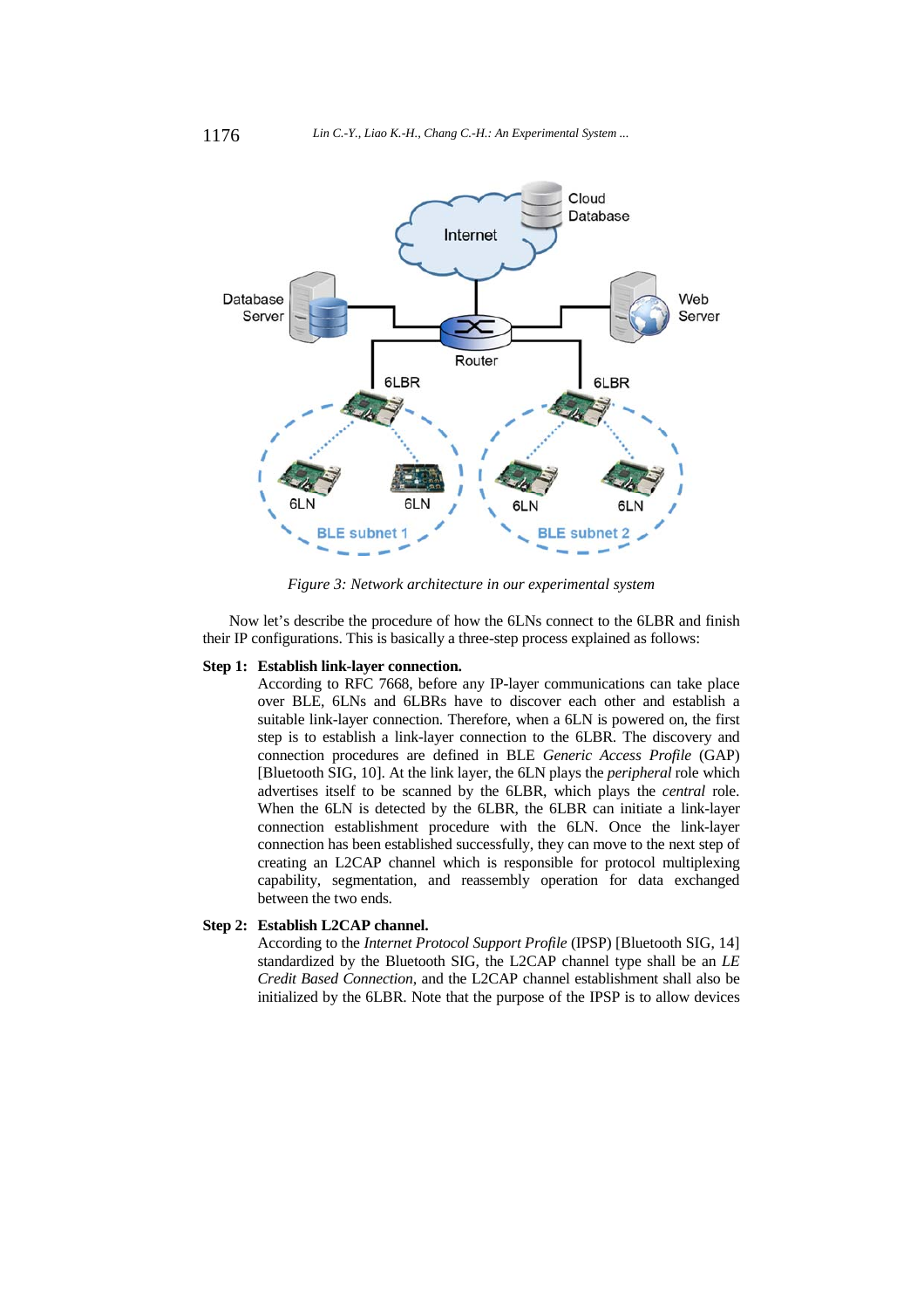*Figure 3: Network architecture in our experimental system*

Now let's describe the procedure of how the 6LNs connect to the 6LBR and finish their IP configurations. This is basically a three-step process explained as follows:

**Step 1: Establish link-layer connection.**
According to RFC 7668, before any IP-layer communications can take place over BLE, 6LNs and 6LBRs have to discover each other and establish a suitable link-layer connection. Therefore, when a 6LN is powered on, the first step is to establish a link-layer connection to the 6LBR. The discovery and connection procedures are defined in BLE *Generic Access Profile* (GAP) [Bluetooth SIG, 10]. At the link layer, the 6LN plays the *peripheral* role which advertises itself to be scanned by the 6LBR, which plays the *central* role. When the 6LN is detected by the 6LBR, the 6LBR can initiate a link-layer connection establishment procedure with the 6LN. Once the link-layer connection has been established successfully, they can move to the next step of creating an L2CAP channel which is responsible for protocol multiplexing capability, segmentation, and reassembly operation for data exchanged between the two ends.

**Step 2: Establish L2CAP channel.**
According to the *Internet Protocol Support Profile* (IPSP) [Bluetooth SIG, 14] standardized by the Bluetooth SIG, the L2CAP channel type shall be an *LE Credit Based Connection*, and the L2CAP channel establishment shall also be initialized by the 6LBR. Note that the purpose of the IPSP is to allow devices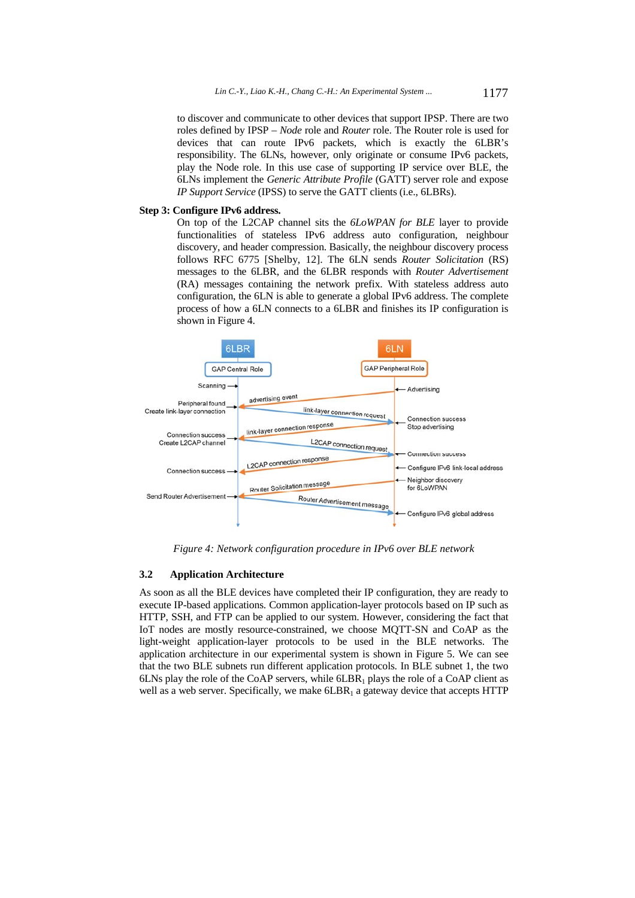to discover and communicate to other devices that support IPSP. There are two roles defined by IPSP – *Node* role and *Router* role. The Router role is used for devices that can route IPv6 packets, which is exactly the 6LBR's responsibility. The 6LNs, however, only originate or consume IPv6 packets, play the Node role. In this use case of supporting IP service over BLE, the 6LNs implement the *Generic Attribute Profile* (GATT) server role and expose *IP Support Service* (IPSS) to serve the GATT clients (i.e., 6LBRs).

**Step 3: Configure IPv6 address.**

On top of the L2CAP channel sits the *6LoWPAN for BLE* layer to provide functionalities of stateless IPv6 address auto configuration, neighbour discovery, and header compression. Basically, the neighbour discovery process follows RFC 6775 [Shelby, 12]. The 6LN sends *Router Solicitation* (RS) messages to the 6LBR, and the 6LBR responds with *Router Advertisement* (RA) messages containing the network prefix. With stateless address auto configuration, the 6LN is able to generate a global IPv6 address. The complete process of how a 6LN connects to a 6LBR and finishes its IP configuration is shown in Figure 4.

*Figure 4: Network configuration procedure in IPv6 over BLE network*

### 3.2 Application Architecture

As soon as all the BLE devices have completed their IP configuration, they are ready to execute IP-based applications. Common application-layer protocols based on IP such as HTTP, SSH, and FTP can be applied to our system. However, considering the fact that IoT nodes are mostly resource-constrained, we choose MQTT-SN and CoAP as the light-weight application-layer protocols to be used in the BLE networks. The application architecture in our experimental system is shown in Figure 5. We can see that the two BLE subnets run different application protocols. In BLE subnet 1, the two 6LNs play the role of the CoAP servers, while $6LBR_1$ plays the role of a CoAP client as well as a web server. Specifically, we make $6LBR_1$ a gateway device that accepts HTTP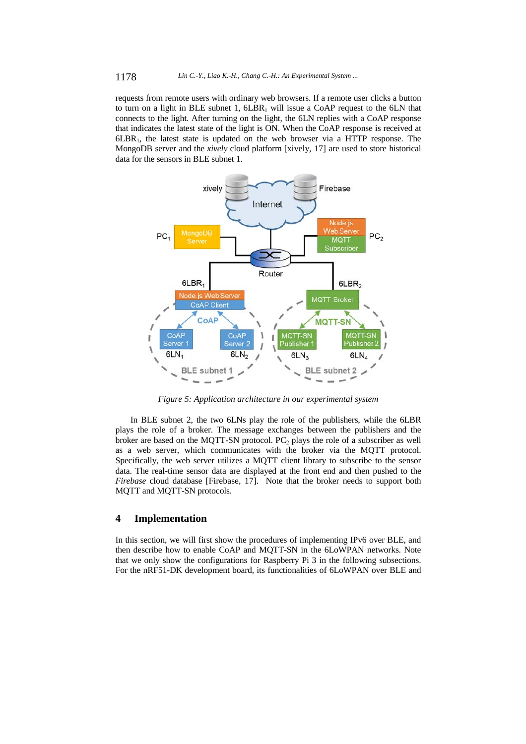requests from remote users with ordinary web browsers. If a remote user clicks a button to turn on a light in BLE subnet 1, $6LBR_1$ will issue a CoAP request to the 6LN that connects to the light. After turning on the light, the 6LN replies with a CoAP response that indicates the latest state of the light is ON. When the CoAP response is received at $6LBR_1$, the latest state is updated on the web browser via a HTTP response. The MongoDB server and the *xively* cloud platform [xively, 17] are used to store historical data for the sensors in BLE subnet 1.

*Figure 5: Application architecture in our experimental system*

In BLE subnet 2, the two 6LNs play the role of the publishers, while the 6LBR plays the role of a broker. The message exchanges between the publishers and the broker are based on the MQTT-SN protocol. $PC_2$ plays the role of a subscriber as well as a web server, which communicates with the broker via the MQTT protocol. Specifically, the web server utilizes a MQTT client library to subscribe to the sensor data. The real-time sensor data are displayed at the front end and then pushed to the *Firebase* cloud database [Firebase, 17]. Note that the broker needs to support both MQTT and MQTT-SN protocols.

## 4 Implementation

In this section, we will first show the procedures of implementing IPv6 over BLE, and then describe how to enable CoAP and MQTT-SN in the 6LoWPAN networks. Note that we only show the configurations for Raspberry Pi 3 in the following subsections. For the nRF51-DK development board, its functionalities of 6LoWPAN over BLE and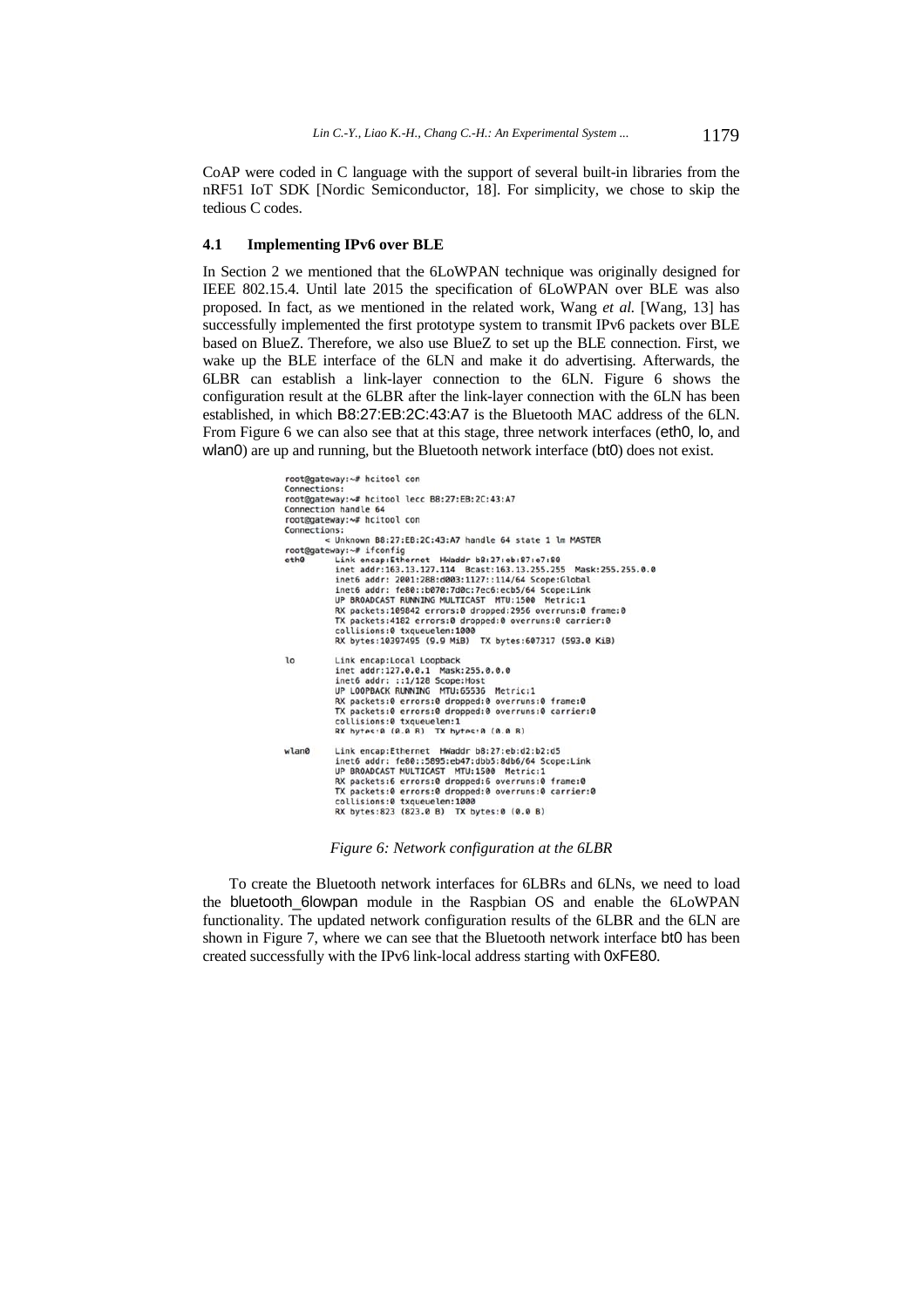CoAP were coded in C language with the support of several built-in libraries from the nRF51 IoT SDK [Nordic Semiconductor, 18]. For simplicity, we chose to skip the tedious C codes.

### 4.1 Implementing IPv6 over BLE

In Section 2 we mentioned that the 6LoWPAN technique was originally designed for IEEE 802.15.4. Until late 2015 the specification of 6LoWPAN over BLE was also proposed. In fact, as we mentioned in the related work, Wang *et al.* [Wang, 13] has successfully implemented the first prototype system to transmit IPv6 packets over BLE based on BlueZ. Therefore, we also use BlueZ to set up the BLE connection. First, we wake up the BLE interface of the 6LN and make it do advertising. Afterwards, the 6LBR can establish a link-layer connection to the 6LN. Figure 6 shows the configuration result at the 6LBR after the link-layer connection with the 6LN has been established, in which B8:27:EB:2C:43:A7 is the Bluetooth MAC address of the 6LN. From Figure 6 we can also see that at this stage, three network interfaces (eth0, lo, and wlan0) are up and running, but the Bluetooth network interface (bt0) does not exist.

```
root@gateway:~# hcitool con
Connections:
root@gateway:~# hcitool lecc B8:27:EB:2C:43:A7
Connection handle 64
root@gateway:~# hcitool con
Connections:
        < Unknown B8:27:EB:2C:43:A7 handle 64 state 1 lm MASTER
root@gateway:~# ifconfig
eth0      Link encap:Ethernet  HWaddr b8:27:eb:87:e7:80
          inet addr:163.13.127.114  Bcast:163.13.255.255  Mask:255.255.0.0
          inet6 addr: 2001:288:d003:1127::114/64 Scope:Global
          inet6 addr: fe80::b070:7d0c:7ec6:ecb5/64 Scope:Link
          UP BROADCAST RUNNING MULTICAST  MTU:1500  Metric:1
          RX packets:109842 errors:0 dropped:2956 overruns:0 frame:0
          TX packets:4182 errors:0 dropped:0 overruns:0 carrier:0
          collisions:0 txqueuelen:1000
          RX bytes:10397495 (9.9 MiB)  TX bytes:607317 (593.0 KiB)

lo        Link encap:Local Loopback
          inet addr:127.0.0.1  Mask:255.0.0.0
          inet6 addr: ::1/128 Scope:Host
          UP LOOPBACK RUNNING  MTU:65536  Metric:1
          RX packets:0 errors:0 dropped:0 overruns:0 frame:0
          TX packets:0 errors:0 dropped:0 overruns:0 carrier:0
          collisions:0 txqueuelen:1
          RX bytes:0 (0.0 B)  TX bytes:0 (0.0 B)

wlan0     Link encap:Ethernet  HWaddr b8:27:eb:d2:b2:d5
          inet6 addr: fe80::5895:eb47:dbb5:8db6/64 Scope:Link
          UP BROADCAST MULTICAST  MTU:1500  Metric:1
          RX packets:6 errors:0 dropped:6 overruns:0 frame:0
          TX packets:0 errors:0 dropped:0 overruns:0 carrier:0
          collisions:0 txqueuelen:1000
          RX bytes:823 (823.0 B)  TX bytes:0 (0.0 B)
```

*Figure 6: Network configuration at the 6LBR*

To create the Bluetooth network interfaces for 6LBRs and 6LNs, we need to load the bluetooth_6lowpan module in the Raspbian OS and enable the 6LoWPAN functionality. The updated network configuration results of the 6LBR and the 6LN are shown in Figure 7, where we can see that the Bluetooth network interface bt0 has been created successfully with the IPv6 link-local address starting with 0xFE80.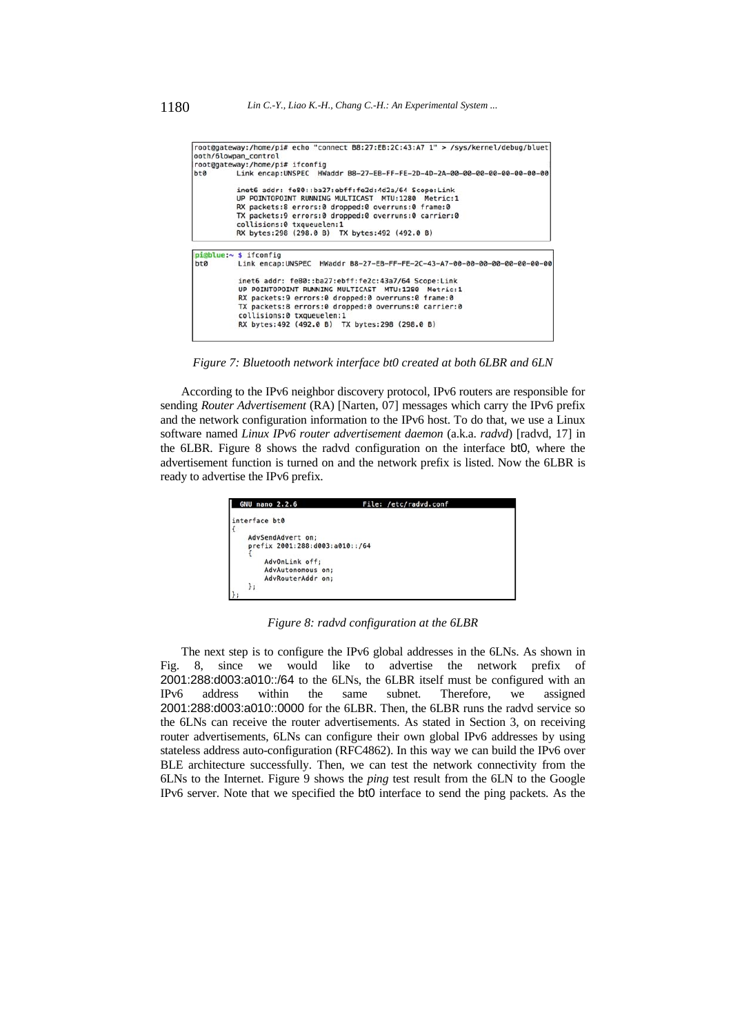```
root@gateway:/home/pi# echo "connect B8:27:EB:2C:43:A7 1" > /sys/kernel/debug/bluetooth/6lowpan_control
root@gateway:/home/pi# ifconfig
bt0       Link encap:UNSPEC  HWaddr B8-27-EB-FF-FE-2D-4D-2A-00-00-00-00-00-00-00-00

          inet6 addr: fe80::ba27:ebff:fe2d:4d2a/64 Scope:Link
          UP POINTOPOINT RUNNING MULTICAST  MTU:1280  Metric:1
          RX packets:8 errors:0 dropped:0 overruns:0 frame:0
          TX packets:9 errors:0 dropped:0 overruns:0 carrier:0
          collisions:0 txqueuelen:1
          RX bytes:298 (298.0 B)  TX bytes:492 (492.0 B)
```

```
pi@blue:~ $ ifconfig
bt0       Link encap:UNSPEC  HWaddr B8-27-EB-FF-FE-2C-43-A7-00-00-00-00-00-00-00-00

          inet6 addr: fe80::ba27:ebff:fe2c:43a7/64 Scope:Link
          UP POINTOPOINT RUNNING MULTICAST  MTU:1280  Metric:1
          RX packets:9 errors:0 dropped:0 overruns:0 frame:0
          TX packets:8 errors:0 dropped:0 overruns:0 carrier:0
          collisions:0 txqueuelen:1
          RX bytes:492 (492.0 B)  TX bytes:298 (298.0 B)
```

*Figure 7: Bluetooth network interface bt0 created at both 6LBR and 6LN*

According to the IPv6 neighbor discovery protocol, IPv6 routers are responsible for sending *Router Advertisement* (RA) [Narten, 07] messages which carry the IPv6 prefix and the network configuration information to the IPv6 host. To do that, we use a Linux software named *Linux IPv6 router advertisement daemon* (a.k.a. *radvd*) [radvd, 17] in the 6LBR. Figure 8 shows the radvd configuration on the interface bt0, where the advertisement function is turned on and the network prefix is listed. Now the 6LBR is ready to advertise the IPv6 prefix.

```
GNU nano 2.2.6                File: /etc/radvd.conf

interface bt0
{
    AdvSendAdvert on;
    prefix 2001:288:d003:a010::/64
    {
        AdvOnLink off;
        AdvAutonomous on;
        AdvRouterAddr on;
    };
};
```

*Figure 8: radvd configuration at the 6LBR*

The next step is to configure the IPv6 global addresses in the 6LNs. As shown in Fig. 8, since we would like to advertise the network prefix of 2001:288:d003:a010::/64 to the 6LNs, the 6LBR itself must be configured with an IPv6 address within the same subnet. Therefore, we assigned 2001:288:d003:a010::0000 for the 6LBR. Then, the 6LBR runs the radvd service so the 6LNs can receive the router advertisements. As stated in Section 3, on receiving router advertisements, 6LNs can configure their own global IPv6 addresses by using stateless address auto-configuration (RFC4862). In this way we can build the IPv6 over BLE architecture successfully. Then, we can test the network connectivity from the 6LNs to the Internet. Figure 9 shows the *ping* test result from the 6LN to the Google IPv6 server. Note that we specified the bt0 interface to send the ping packets. As the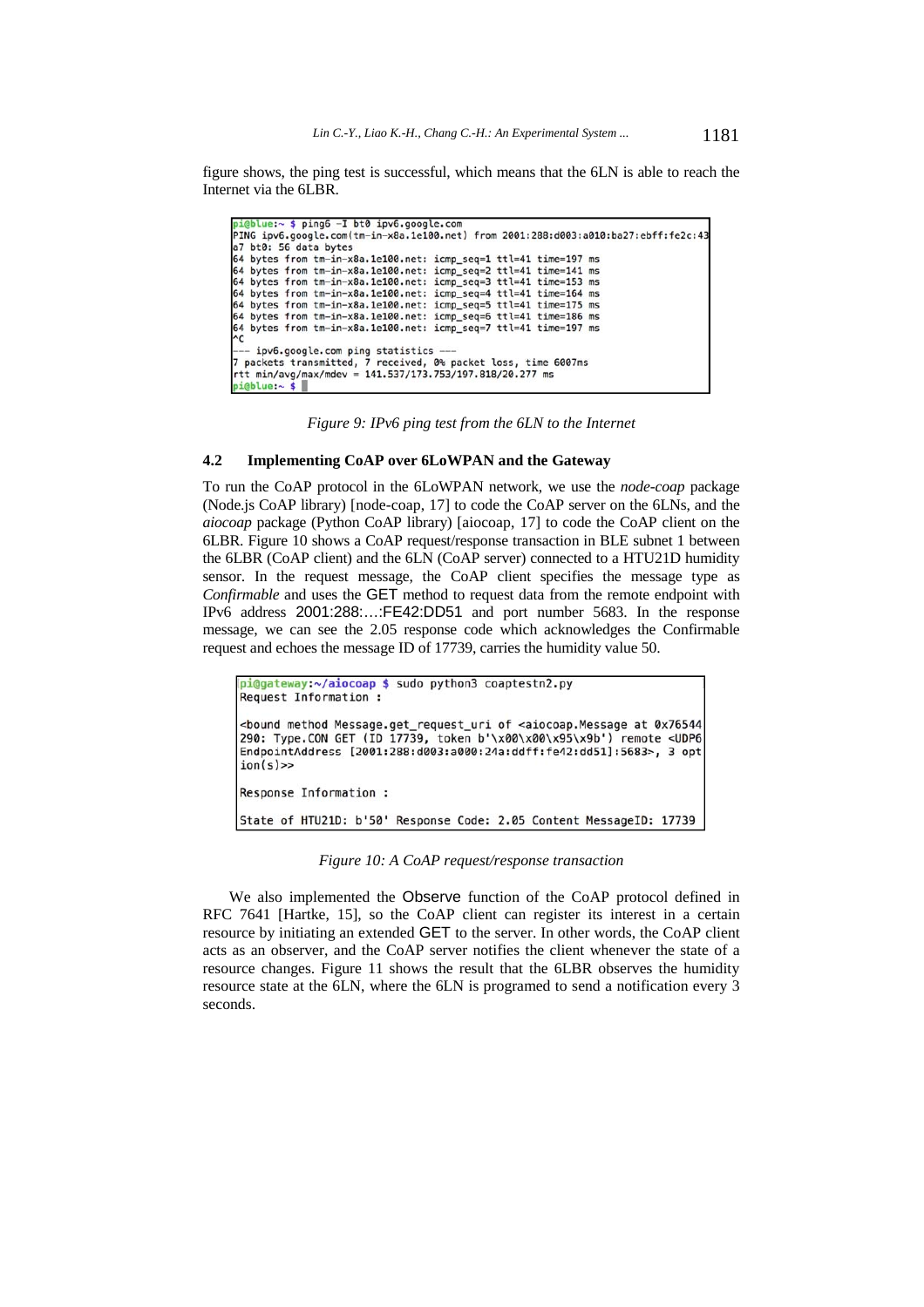figure shows, the ping test is successful, which means that the 6LN is able to reach the Internet via the 6LBR.

```
pi@blue:~ $ ping6 -I bt0 ipv6.google.com
PING ipv6.google.com(tm-in-x8a.1e100.net) from 2001:288:d003:a010:ba27:ebff:fe2c:43
a7 bt0: 56 data bytes
64 bytes from tm-in-x8a.1e100.net: icmp_seq=1 ttl=41 time=197 ms
64 bytes from tm-in-x8a.1e100.net: icmp_seq=2 ttl=41 time=141 ms
64 bytes from tm-in-x8a.1e100.net: icmp_seq=3 ttl=41 time=153 ms
64 bytes from tm-in-x8a.1e100.net: icmp_seq=4 ttl=41 time=164 ms
64 bytes from tm-in-x8a.1e100.net: icmp_seq=5 ttl=41 time=175 ms
64 bytes from tm-in-x8a.1e100.net: icmp_seq=6 ttl=41 time=186 ms
64 bytes from tm-in-x8a.1e100.net: icmp_seq=7 ttl=41 time=197 ms
^C
--- ipv6.google.com ping statistics ---
7 packets transmitted, 7 received, 0% packet loss, time 6007ms
rtt min/avg/max/mdev = 141.537/173.753/197.818/20.277 ms
pi@blue:~ $
```

*Figure 9: IPv6 ping test from the 6LN to the Internet*

### 4.2 Implementing CoAP over 6LoWPAN and the Gateway

To run the CoAP protocol in the 6LoWPAN network, we use the *node-coap* package (Node.js CoAP library) [node-coap, 17] to code the CoAP server on the 6LNs, and the *aiocoap* package (Python CoAP library) [aiocoap, 17] to code the CoAP client on the 6LBR. Figure 10 shows a CoAP request/response transaction in BLE subnet 1 between the 6LBR (CoAP client) and the 6LN (CoAP server) connected to a HTU21D humidity sensor. In the request message, the CoAP client specifies the message type as *Confirmable* and uses the GET method to request data from the remote endpoint with IPv6 address 2001:288:…:FE42:DD51 and port number 5683. In the response message, we can see the 2.05 response code which acknowledges the Confirmable request and echoes the message ID of 17739, carries the humidity value 50.

```
pi@gateway:~/aiocoap $ sudo python3 coaptestn2.py
Request Information :

<bound method Message.get_request_uri of <aiocoap.Message at 0x76544
290: Type.CON GET (ID 17739, token b'\x00\x00\x95\x9b') remote <UDP6
EndpointAddress [2001:288:d003:a000:24a:ddff:fe42:dd51]:5683>, 3 opt
ion(s)>>

Response Information :

State of HTU21D: b'50' Response Code: 2.05 Content MessageID: 17739
```

*Figure 10: A CoAP request/response transaction*

We also implemented the Observe function of the CoAP protocol defined in RFC 7641 [Hartke, 15], so the CoAP client can register its interest in a certain resource by initiating an extended GET to the server. In other words, the CoAP client acts as an observer, and the CoAP server notifies the client whenever the state of a resource changes. Figure 11 shows the result that the 6LBR observes the humidity resource state at the 6LN, where the 6LN is programed to send a notification every 3 seconds.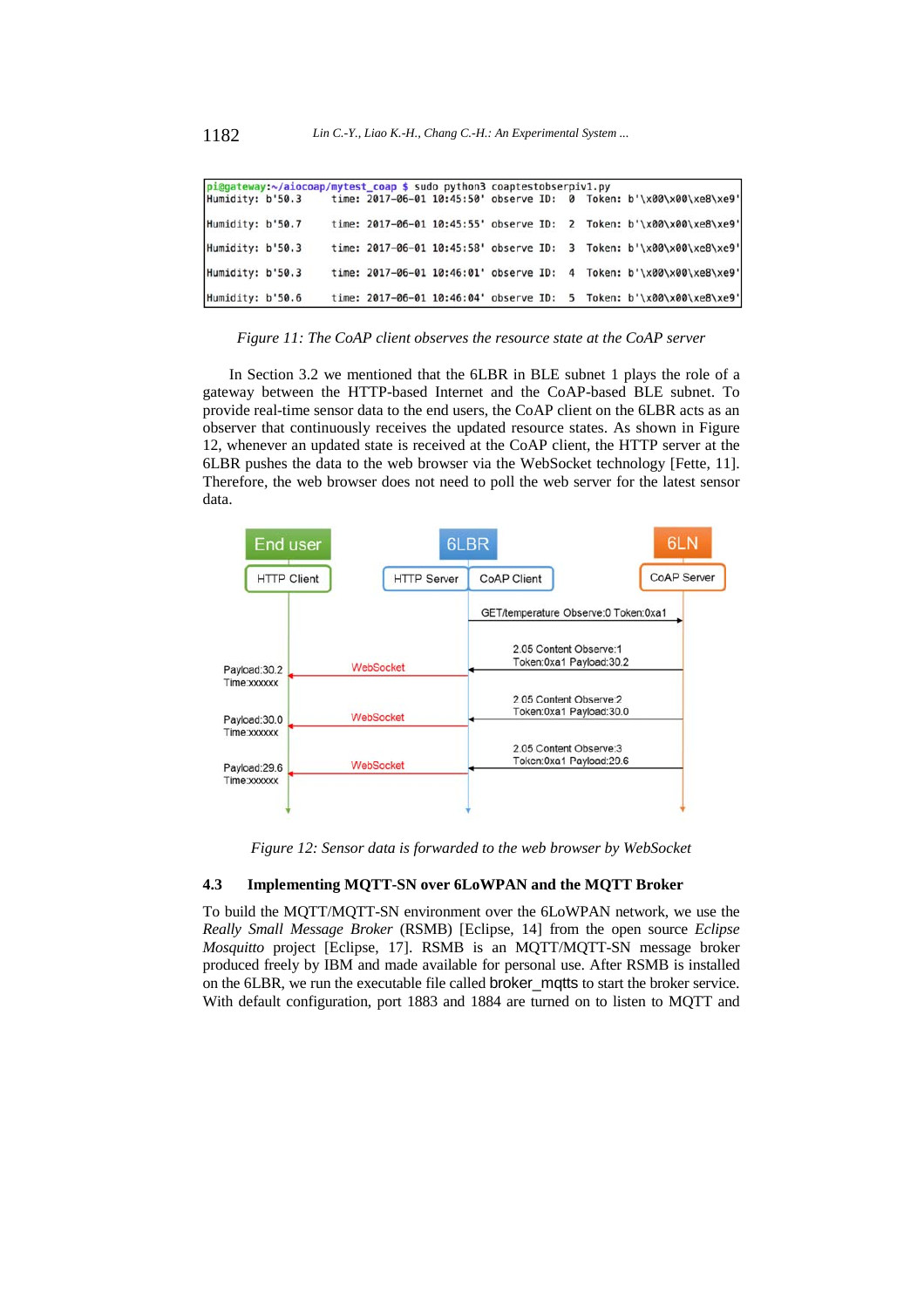```
pi@gateway:~/aiocoap/mytest_coap $ sudo python3 coaptestobserpiv1.py
Humidity: b'50.3     time: 2017-06-01 10:45:50' observe ID:  0  Token: b'\x00\x00\xe8\xe9'

Humidity: b'50.7     time: 2017-06-01 10:45:55' observe ID:  2  Token: b'\x00\x00\xe8\xe9'

Humidity: b'50.3     time: 2017-06-01 10:45:58' observe ID:  3  Token: b'\x00\x00\xe8\xe9'

Humidity: b'50.3     time: 2017-06-01 10:46:01' observe ID:  4  Token: b'\x00\x00\xe8\xe9'

Humidity: b'50.6     time: 2017-06-01 10:46:04' observe ID:  5  Token: b'\x00\x00\xe8\xe9'
```

*Figure 11: The CoAP client observes the resource state at the CoAP server*

In Section 3.2 we mentioned that the 6LBR in BLE subnet 1 plays the role of a gateway between the HTTP-based Internet and the CoAP-based BLE subnet. To provide real-time sensor data to the end users, the CoAP client on the 6LBR acts as an observer that continuously receives the updated resource states. As shown in Figure 12, whenever an updated state is received at the CoAP client, the HTTP server at the 6LBR pushes the data to the web browser via the WebSocket technology [Fette, 11]. Therefore, the web browser does not need to poll the web server for the latest sensor data.

*Figure 12: Sensor data is forwarded to the web browser by WebSocket*

### 4.3 Implementing MQTT-SN over 6LoWPAN and the MQTT Broker

To build the MQTT/MQTT-SN environment over the 6LoWPAN network, we use the *Really Small Message Broker* (RSMB) [Eclipse, 14] from the open source *Eclipse Mosquitto* project [Eclipse, 17]. RSMB is an MQTT/MQTT-SN message broker produced freely by IBM and made available for personal use. After RSMB is installed on the 6LBR, we run the executable file called broker_mqtts to start the broker service. With default configuration, port 1883 and 1884 are turned on to listen to MQTT and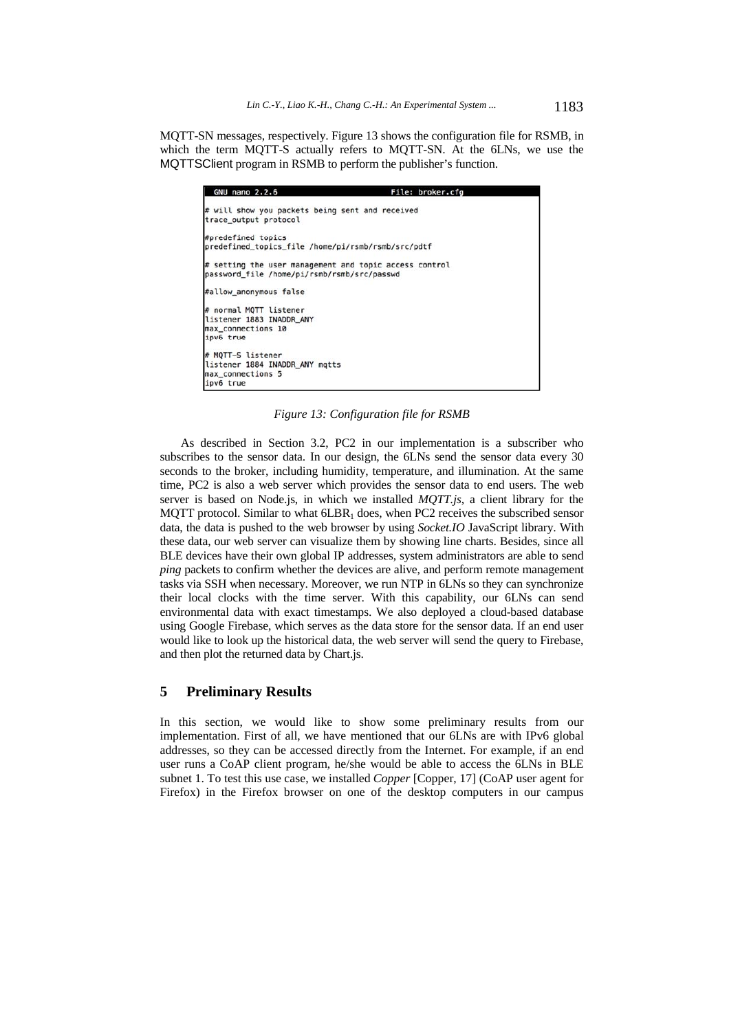MQTT-SN messages, respectively. Figure 13 shows the configuration file for RSMB, in which the term MQTT-S actually refers to MQTT-SN. At the 6LNs, we use the MQTTSClient program in RSMB to perform the publisher's function.

```
GNU nano 2.2.6                    File: broker.cfg

# will show you packets being sent and received
trace_output protocol

#predefined topics
predefined_topics_file /home/pi/rsmb/rsmb/src/pdtf

# setting the user management and topic access control
password_file /home/pi/rsmb/rsmb/src/passwd

#allow_anonymous false

# normal MQTT listener
listener 1883 INADDR_ANY
max_connections 10
ipv6 true

# MQTT-S listener
listener 1884 INADDR_ANY mqtts
max_connections 5
ipv6 true
```

*Figure 13: Configuration file for RSMB*

As described in Section 3.2, PC2 in our implementation is a subscriber who subscribes to the sensor data. In our design, the 6LNs send the sensor data every 30 seconds to the broker, including humidity, temperature, and illumination. At the same time, PC2 is also a web server which provides the sensor data to end users. The web server is based on Node.js, in which we installed *MQTT.js*, a client library for the MQTT protocol. Similar to what $6LBR_1$ does, when PC2 receives the subscribed sensor data, the data is pushed to the web browser by using *Socket.IO* JavaScript library. With these data, our web server can visualize them by showing line charts. Besides, since all BLE devices have their own global IP addresses, system administrators are able to send *ping* packets to confirm whether the devices are alive, and perform remote management tasks via SSH when necessary. Moreover, we run NTP in 6LNs so they can synchronize their local clocks with the time server. With this capability, our 6LNs can send environmental data with exact timestamps. We also deployed a cloud-based database using Google Firebase, which serves as the data store for the sensor data. If an end user would like to look up the historical data, the web server will send the query to Firebase, and then plot the returned data by Chart.js.

## 5 Preliminary Results

In this section, we would like to show some preliminary results from our implementation. First of all, we have mentioned that our 6LNs are with IPv6 global addresses, so they can be accessed directly from the Internet. For example, if an end user runs a CoAP client program, he/she would be able to access the 6LNs in BLE subnet 1. To test this use case, we installed *Copper* [Copper, 17] (CoAP user agent for Firefox) in the Firefox browser on one of the desktop computers in our campus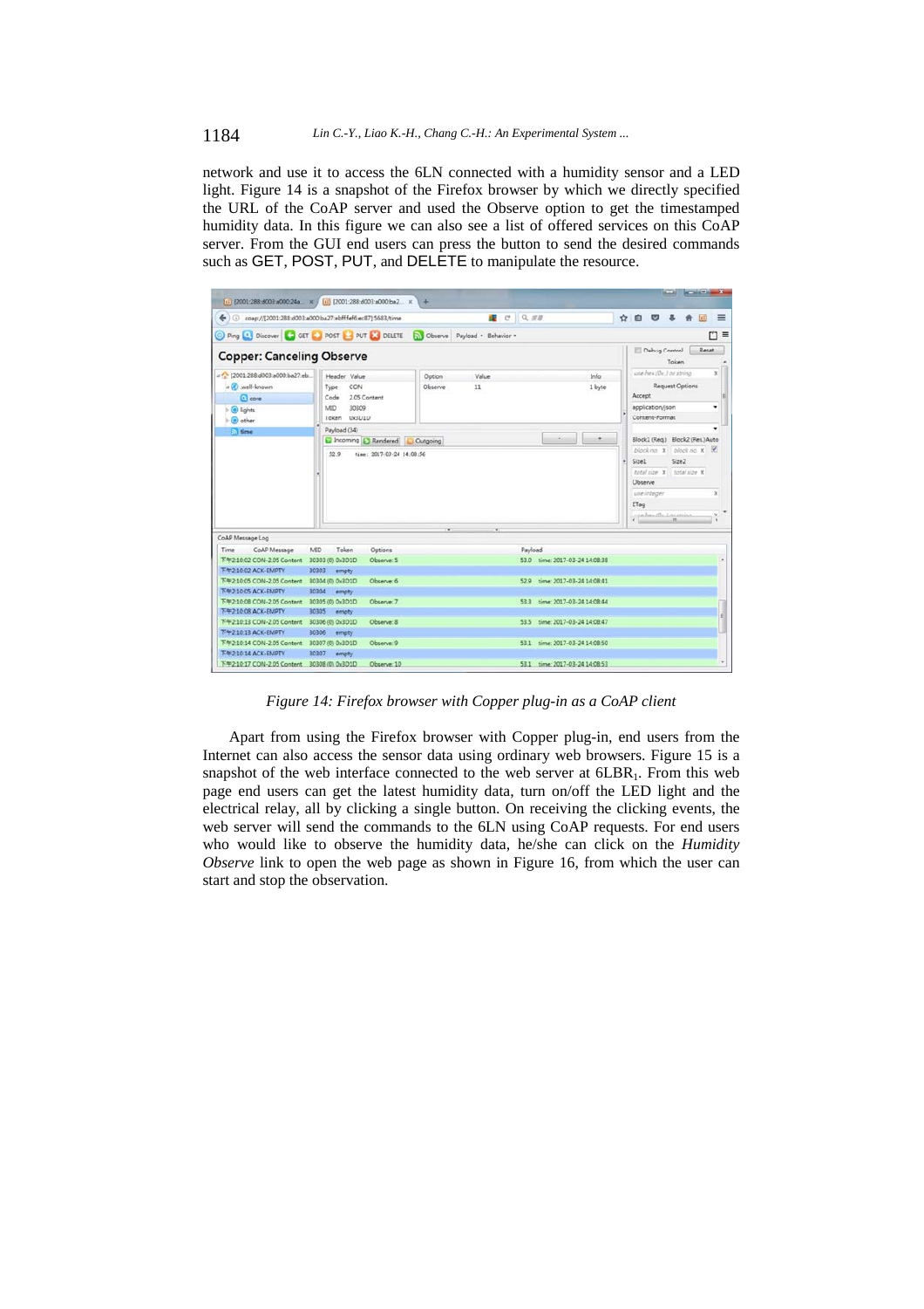network and use it to access the 6LN connected with a humidity sensor and a LED light. Figure 14 is a snapshot of the Firefox browser by which we directly specified the URL of the CoAP server and used the Observe option to get the timestamped humidity data. In this figure we can also see a list of offered services on this CoAP server. From the GUI end users can press the button to send the desired commands such as GET, POST, PUT, and DELETE to manipulate the resource.

*Figure 14: Firefox browser with Copper plug-in as a CoAP client*

Apart from using the Firefox browser with Copper plug-in, end users from the Internet can also access the sensor data using ordinary web browsers. Figure 15 is a snapshot of the web interface connected to the web server at $6LBR_1$. From this web page end users can get the latest humidity data, turn on/off the LED light and the electrical relay, all by clicking a single button. On receiving the clicking events, the web server will send the commands to the 6LN using CoAP requests. For end users who would like to observe the humidity data, he/she can click on the *Humidity Observe* link to open the web page as shown in Figure 16, from which the user can start and stop the observation.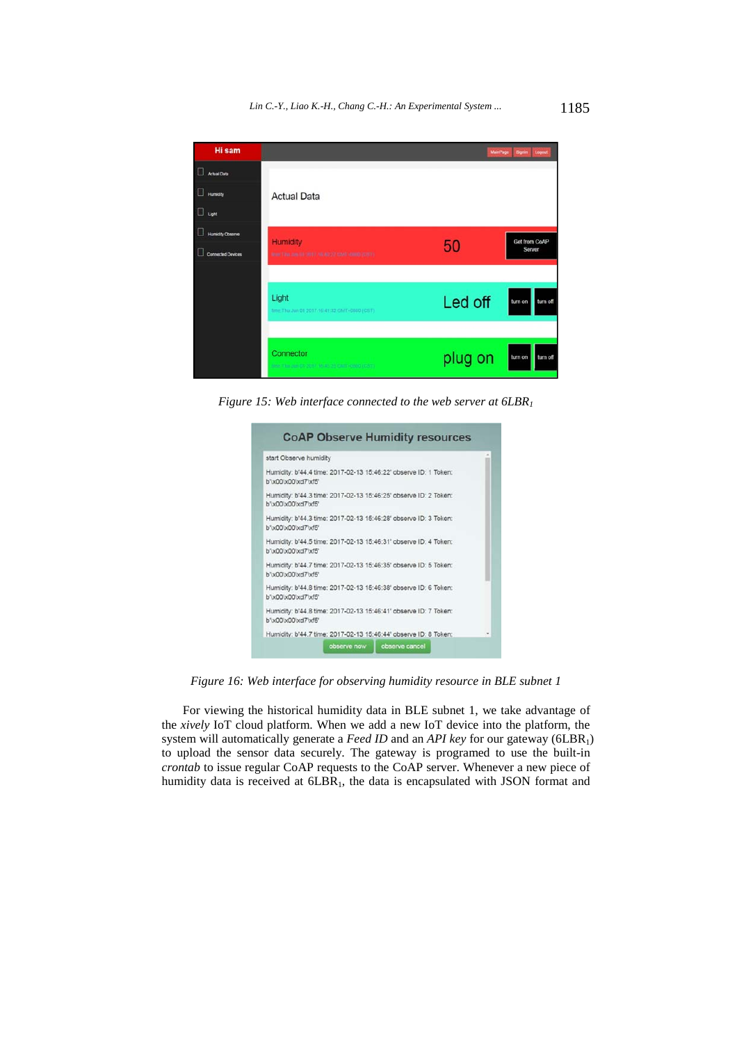*Figure 15: Web interface connected to the web server at $6LBR_1$*

*Figure 16: Web interface for observing humidity resource in BLE subnet 1*

For viewing the historical humidity data in BLE subnet 1, we take advantage of the *xively* IoT cloud platform. When we add a new IoT device into the platform, the system will automatically generate a *Feed ID* and an *API key* for our gateway ($6LBR_1$) to upload the sensor data securely. The gateway is programed to use the built-in *crontab* to issue regular CoAP requests to the CoAP server. Whenever a new piece of humidity data is received at $6LBR_1$, the data is encapsulated with JSON format and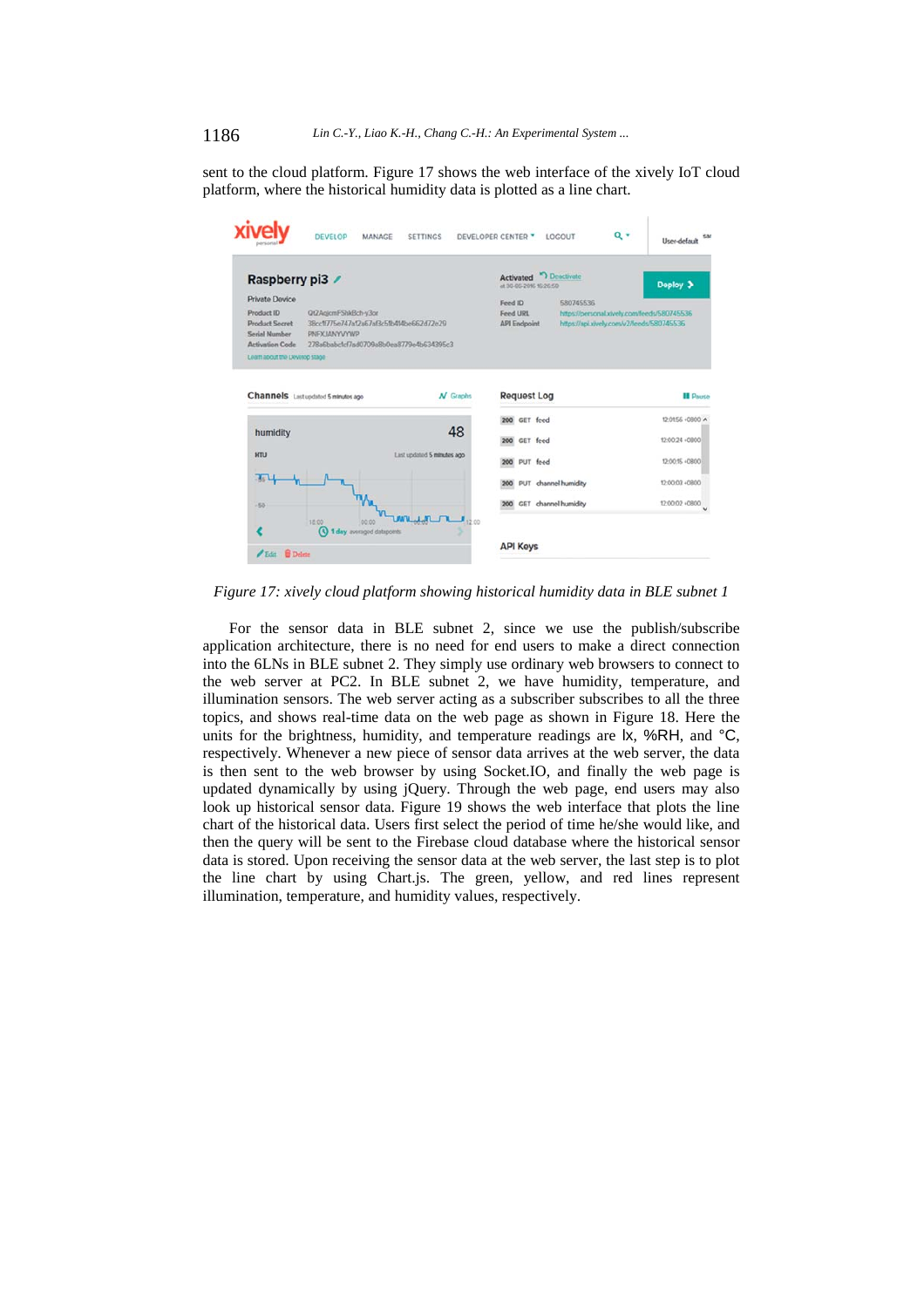sent to the cloud platform. Figure 17 shows the web interface of the xively IoT cloud platform, where the historical humidity data is plotted as a line chart.

*Figure 17: xively cloud platform showing historical humidity data in BLE subnet 1*

For the sensor data in BLE subnet 2, since we use the publish/subscribe application architecture, there is no need for end users to make a direct connection into the 6LNs in BLE subnet 2. They simply use ordinary web browsers to connect to the web server at PC2. In BLE subnet 2, we have humidity, temperature, and illumination sensors. The web server acting as a subscriber subscribes to all the three topics, and shows real-time data on the web page as shown in Figure 18. Here the units for the brightness, humidity, and temperature readings are lx, %RH, and °C, respectively. Whenever a new piece of sensor data arrives at the web server, the data is then sent to the web browser by using Socket.IO, and finally the web page is updated dynamically by using jQuery. Through the web page, end users may also look up historical sensor data. Figure 19 shows the web interface that plots the line chart of the historical data. Users first select the period of time he/she would like, and then the query will be sent to the Firebase cloud database where the historical sensor data is stored. Upon receiving the sensor data at the web server, the last step is to plot the line chart by using Chart.js. The green, yellow, and red lines represent illumination, temperature, and humidity values, respectively.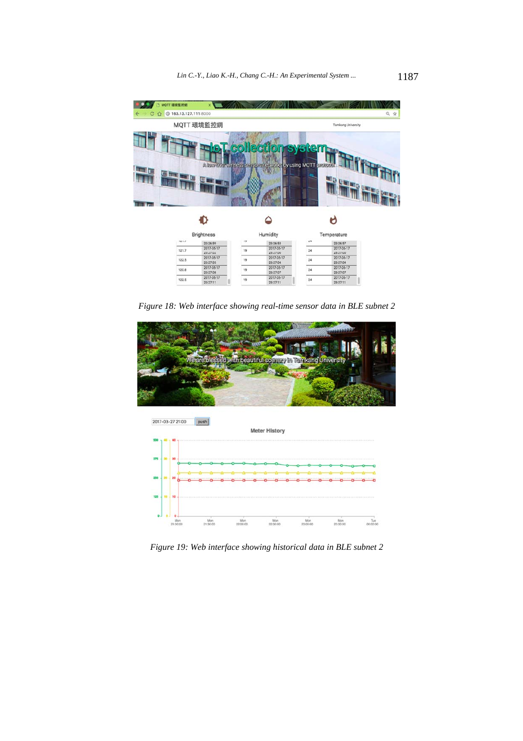Figure 18: Web interface showing real-time sensor data in BLE subnet 2

Figure 19: Web interface showing historical data in BLE subnet 2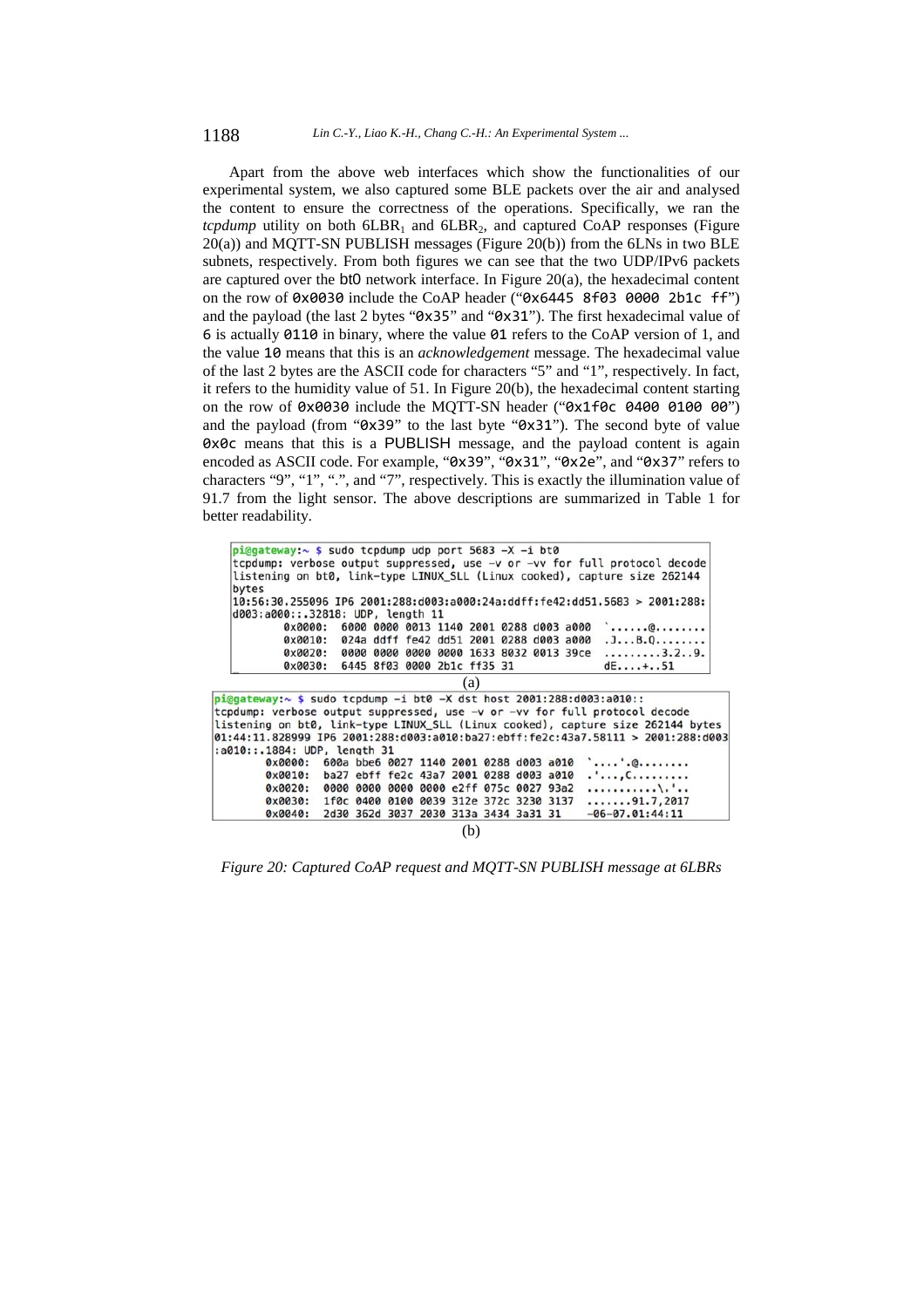Apart from the above web interfaces which show the functionalities of our experimental system, we also captured some BLE packets over the air and analysed the content to ensure the correctness of the operations. Specifically, we ran the *tcpdump* utility on both $6LBR_1$ and $6LBR_2$, and captured CoAP responses (Figure 20(a)) and MQTT-SN PUBLISH messages (Figure 20(b)) from the 6LNs in two BLE subnets, respectively. From both figures we can see that the two UDP/IPv6 packets are captured over the bt0 network interface. In Figure 20(a), the hexadecimal content on the row of `0x0030` include the CoAP header ("`0x6445 8f03 0000 2b1c ff`") and the payload (the last 2 bytes "`0x35`" and "`0x31`"). The first hexadecimal value of `6` is actually `0110` in binary, where the value `01` refers to the CoAP version of 1, and the value `10` means that this is an *acknowledgement* message. The hexadecimal value of the last 2 bytes are the ASCII code for characters "5" and "1", respectively. In fact, it refers to the humidity value of 51. In Figure 20(b), the hexadecimal content starting on the row of `0x0030` include the MQTT-SN header ("`0x1f0c 0400 0100 00`") and the payload (from "`0x39`" to the last byte "`0x31`"). The second byte of value `0x0c` means that this is a PUBLISH message, and the payload content is again encoded as ASCII code. For example, "`0x39`", "`0x31`", "`0x2e`", and "`0x37`" refers to characters "9", "1", ".", and "7", respectively. This is exactly the illumination value of 91.7 from the light sensor. The above descriptions are summarized in Table 1 for better readability.

```
pi@gateway:~ $ sudo tcpdump udp port 5683 -X -i bt0
tcpdump: verbose output suppressed, use -v or -vv for full protocol decode
listening on bt0, link-type LINUX_SLL (Linux cooked), capture size 262144
bytes
10:56:30.255096 IP6 2001:288:d003:a000:24a:ddff:fe42:dd51.5683 > 2001:288:
d003:a000::.32818: UDP, length 11
        0x0000:  6000 0000 0013 1140 2001 0288 d003 a000  `......@........
        0x0010:  024a ddff fe42 dd51 2001 0288 d003 a000  .J...B.Q........
        0x0020:  0000 0000 0000 0000 1633 8032 0013 39ce  .........3.2..9.
        0x0030:  6445 8f03 0000 2b1c ff35 31              dE....+..51
```

(a)

```
pi@gateway:~ $ sudo tcpdump -i bt0 -X dst host 2001:288:d003:a010::
tcpdump: verbose output suppressed, use -v or -vv for full protocol decode
listening on bt0, link-type LINUX_SLL (Linux cooked), capture size 262144 bytes
01:44:11.828999 IP6 2001:288:d003:a010:ba27:ebff:fe2c:43a7.58111 > 2001:288:d003
:a010::.1884: UDP, length 31
        0x0000:  600a bbe6 0027 1140 2001 0288 d003 a010  `....'.@........
        0x0010:  ba27 ebff fe2c 43a7 2001 0288 d003 a010  .'...,C.........
        0x0020:  0000 0000 0000 0000 e2ff 075c 0027 93a2  ...........\.'..
        0x0030:  1f0c 0400 0100 0039 312e 372c 3230 3137  .......91.7,2017
        0x0040:  2d30 362d 3037 2030 313a 3434 3a31 31    -06-07.01:44:11
```

(b)

*Figure 20: Captured CoAP request and MQTT-SN PUBLISH message at 6LBRs*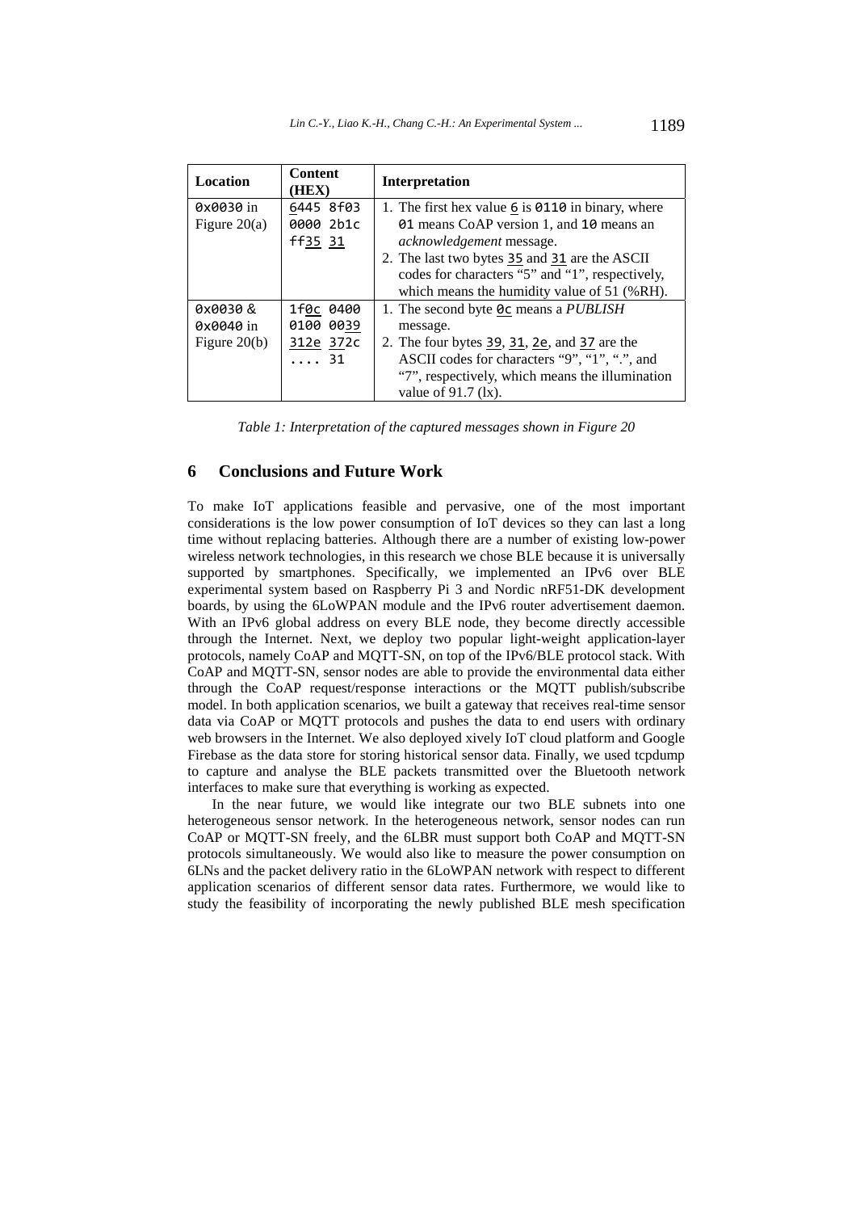| Location | Content (HEX) | Interpretation |
|---|---|---|
| `0x0030` in Figure 20(a) | `6445 8f03 0000 2b1c ff35 31` | 1. The first hex value `6` is `0110` in binary, where `01` means CoAP version 1, and `10` means an *acknowledgement* message.<br>2. The last two bytes `35` and `31` are the ASCII codes for characters "5" and "1", respectively, which means the humidity value of 51 (%RH). |
| `0x0030` & `0x0040` in Figure 20(b) | `1f0c 0400 0100 0039 312e 372c .... 31` | 1. The second byte `0c` means a *PUBLISH* message.<br>2. The four bytes `39`, `31`, `2e`, and `37` are the ASCII codes for characters "9", "1", ".", and "7", respectively, which means the illumination value of 91.7 (lx). |

*Table 1: Interpretation of the captured messages shown in Figure 20*

## 6 Conclusions and Future Work

To make IoT applications feasible and pervasive, one of the most important considerations is the low power consumption of IoT devices so they can last a long time without replacing batteries. Although there are a number of existing low-power wireless network technologies, in this research we chose BLE because it is universally supported by smartphones. Specifically, we implemented an IPv6 over BLE experimental system based on Raspberry Pi 3 and Nordic nRF51-DK development boards, by using the 6LoWPAN module and the IPv6 router advertisement daemon. With an IPv6 global address on every BLE node, they become directly accessible through the Internet. Next, we deploy two popular light-weight application-layer protocols, namely CoAP and MQTT-SN, on top of the IPv6/BLE protocol stack. With CoAP and MQTT-SN, sensor nodes are able to provide the environmental data either through the CoAP request/response interactions or the MQTT publish/subscribe model. In both application scenarios, we built a gateway that receives real-time sensor data via CoAP or MQTT protocols and pushes the data to end users with ordinary web browsers in the Internet. We also deployed xively IoT cloud platform and Google Firebase as the data store for storing historical sensor data. Finally, we used tcpdump to capture and analyse the BLE packets transmitted over the Bluetooth network interfaces to make sure that everything is working as expected.

In the near future, we would like integrate our two BLE subnets into one heterogeneous sensor network. In the heterogeneous network, sensor nodes can run CoAP or MQTT-SN freely, and the 6LBR must support both CoAP and MQTT-SN protocols simultaneously. We would also like to measure the power consumption on 6LNs and the packet delivery ratio in the 6LoWPAN network with respect to different application scenarios of different sensor data rates. Furthermore, we would like to study the feasibility of incorporating the newly published BLE mesh specification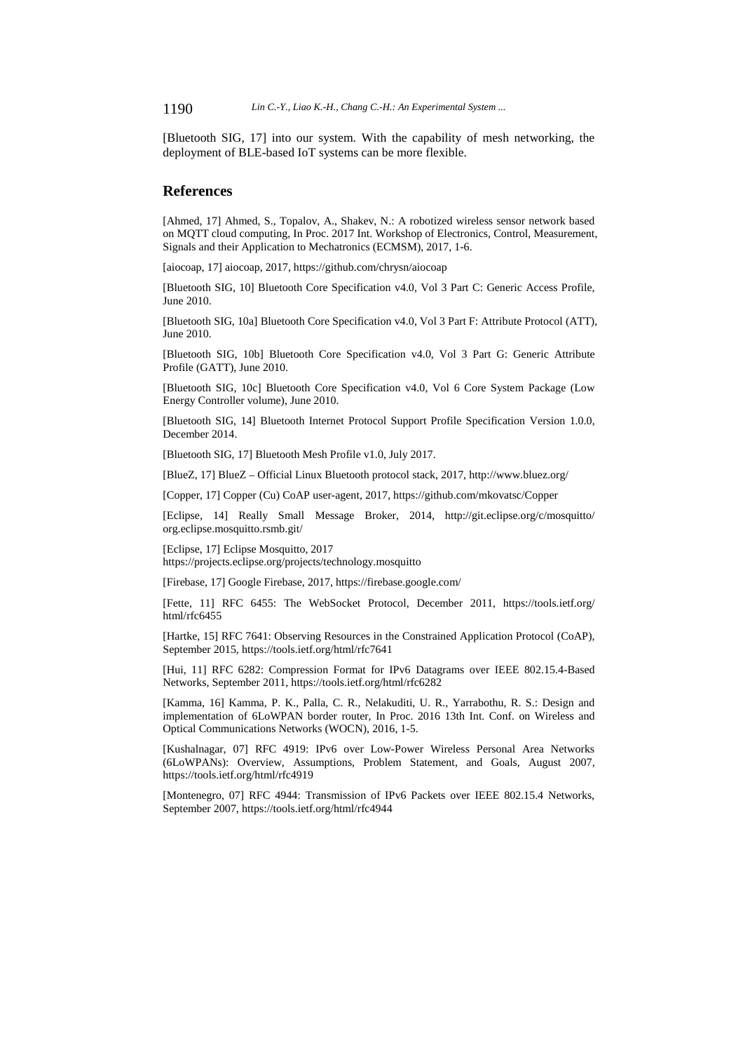[Bluetooth SIG, 17] into our system. With the capability of mesh networking, the deployment of BLE-based IoT systems can be more flexible.

## References

[Ahmed, 17] Ahmed, S., Topalov, A., Shakev, N.: A robotized wireless sensor network based on MQTT cloud computing, In Proc. 2017 Int. Workshop of Electronics, Control, Measurement, Signals and their Application to Mechatronics (ECMSM), 2017, 1-6.

[aiocoap, 17] aiocoap, 2017, https://github.com/chrysn/aiocoap

[Bluetooth SIG, 10] Bluetooth Core Specification v4.0, Vol 3 Part C: Generic Access Profile, June 2010.

[Bluetooth SIG, 10a] Bluetooth Core Specification v4.0, Vol 3 Part F: Attribute Protocol (ATT), June 2010.

[Bluetooth SIG, 10b] Bluetooth Core Specification v4.0, Vol 3 Part G: Generic Attribute Profile (GATT), June 2010.

[Bluetooth SIG, 10c] Bluetooth Core Specification v4.0, Vol 6 Core System Package (Low Energy Controller volume), June 2010.

[Bluetooth SIG, 14] Bluetooth Internet Protocol Support Profile Specification Version 1.0.0, December 2014.

[Bluetooth SIG, 17] Bluetooth Mesh Profile v1.0, July 2017.

[BlueZ, 17] BlueZ – Official Linux Bluetooth protocol stack, 2017, http://www.bluez.org/

[Copper, 17] Copper (Cu) CoAP user-agent, 2017, https://github.com/mkovatsc/Copper

[Eclipse, 14] Really Small Message Broker, 2014, http://git.eclipse.org/c/mosquitto/org.eclipse.mosquitto.rsmb.git/

[Eclipse, 17] Eclipse Mosquitto, 2017 https://projects.eclipse.org/projects/technology.mosquitto

[Firebase, 17] Google Firebase, 2017, https://firebase.google.com/

[Fette, 11] RFC 6455: The WebSocket Protocol, December 2011, https://tools.ietf.org/html/rfc6455

[Hartke, 15] RFC 7641: Observing Resources in the Constrained Application Protocol (CoAP), September 2015, https://tools.ietf.org/html/rfc7641

[Hui, 11] RFC 6282: Compression Format for IPv6 Datagrams over IEEE 802.15.4-Based Networks, September 2011, https://tools.ietf.org/html/rfc6282

[Kamma, 16] Kamma, P. K., Palla, C. R., Nelakuditi, U. R., Yarrabothu, R. S.: Design and implementation of 6LoWPAN border router, In Proc. 2016 13th Int. Conf. on Wireless and Optical Communications Networks (WOCN), 2016, 1-5.

[Kushalnagar, 07] RFC 4919: IPv6 over Low-Power Wireless Personal Area Networks (6LoWPANs): Overview, Assumptions, Problem Statement, and Goals, August 2007, https://tools.ietf.org/html/rfc4919

[Montenegro, 07] RFC 4944: Transmission of IPv6 Packets over IEEE 802.15.4 Networks, September 2007, https://tools.ietf.org/html/rfc4944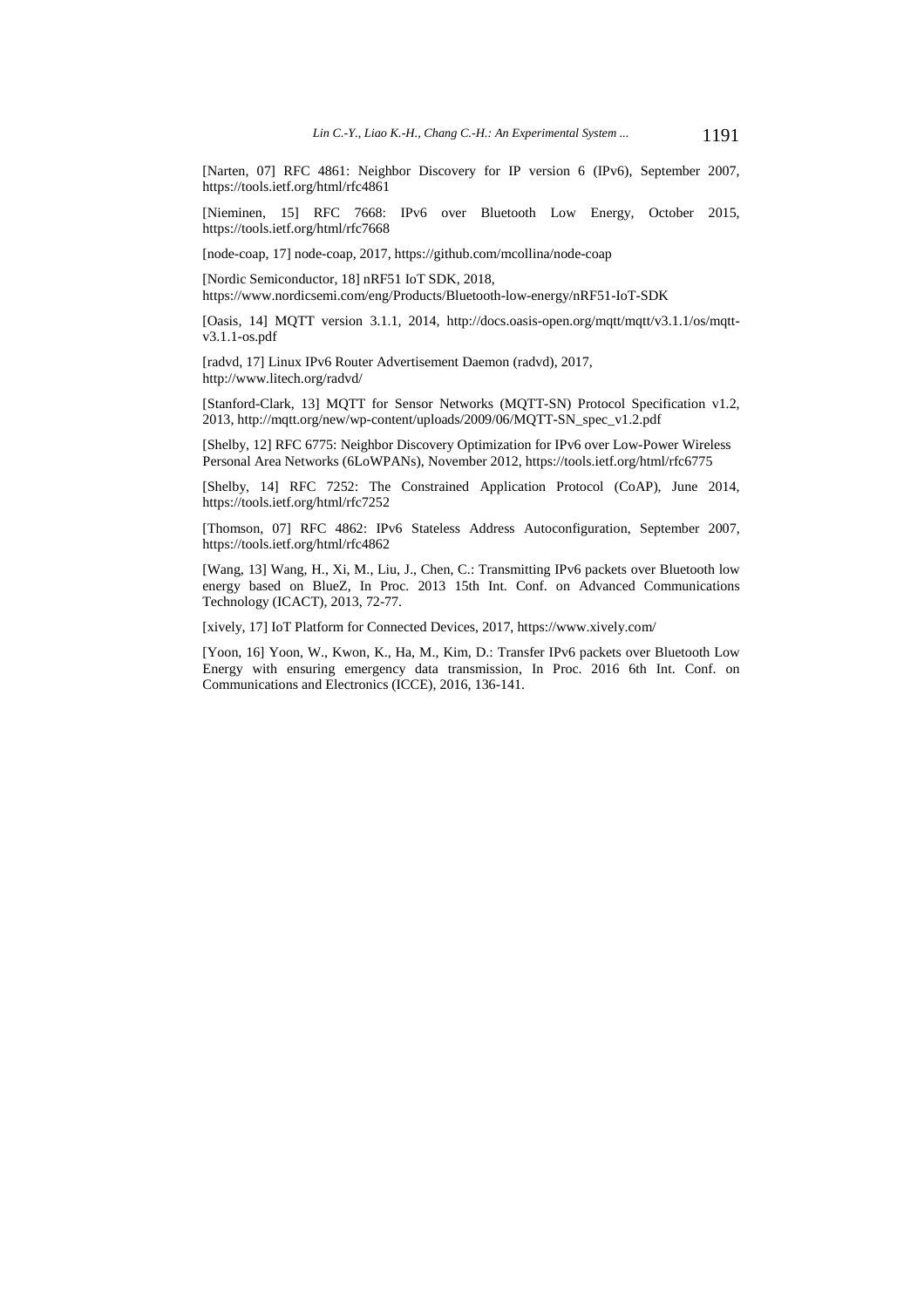[Narten, 07] RFC 4861: Neighbor Discovery for IP version 6 (IPv6), September 2007, https://tools.ietf.org/html/rfc4861

[Nieminen, 15] RFC 7668: IPv6 over Bluetooth Low Energy, October 2015, https://tools.ietf.org/html/rfc7668

[node-coap, 17] node-coap, 2017, https://github.com/mcollina/node-coap

[Nordic Semiconductor, 18] nRF51 IoT SDK, 2018, https://www.nordicsemi.com/eng/Products/Bluetooth-low-energy/nRF51-IoT-SDK

[Oasis, 14] MQTT version 3.1.1, 2014, http://docs.oasis-open.org/mqtt/mqtt/v3.1.1/os/mqtt-v3.1.1-os.pdf

[radvd, 17] Linux IPv6 Router Advertisement Daemon (radvd), 2017, http://www.litech.org/radvd/

[Stanford-Clark, 13] MQTT for Sensor Networks (MQTT-SN) Protocol Specification v1.2, 2013, http://mqtt.org/new/wp-content/uploads/2009/06/MQTT-SN_spec_v1.2.pdf

[Shelby, 12] RFC 6775: Neighbor Discovery Optimization for IPv6 over Low-Power Wireless Personal Area Networks (6LoWPANs), November 2012, https://tools.ietf.org/html/rfc6775

[Shelby, 14] RFC 7252: The Constrained Application Protocol (CoAP), June 2014, https://tools.ietf.org/html/rfc7252

[Thomson, 07] RFC 4862: IPv6 Stateless Address Autoconfiguration, September 2007, https://tools.ietf.org/html/rfc4862

[Wang, 13] Wang, H., Xi, M., Liu, J., Chen, C.: Transmitting IPv6 packets over Bluetooth low energy based on BlueZ, In Proc. 2013 15th Int. Conf. on Advanced Communications Technology (ICACT), 2013, 72-77.

[xively, 17] IoT Platform for Connected Devices, 2017, https://www.xively.com/

[Yoon, 16] Yoon, W., Kwon, K., Ha, M., Kim, D.: Transfer IPv6 packets over Bluetooth Low Energy with ensuring emergency data transmission, In Proc. 2016 6th Int. Conf. on Communications and Electronics (ICCE), 2016, 136-141.